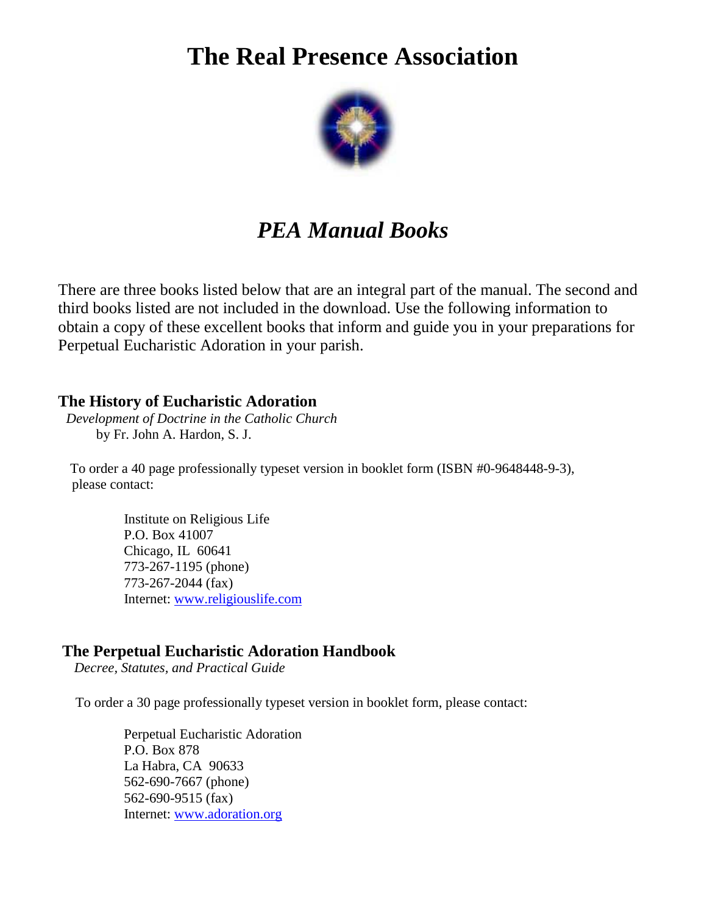# The Real Presence Association

## *PEA Manual Books*

There are three books listed below that are an integral part of the manual. The second and third books listed are not included in the download. Use the following information to obtain a copy of these excellent books that inform and guide you in your preparations for Perpetual Eucharistic Adoration in your parish.

### The History of Eucharistic Adoration

*Development of Doctrine in the Catholic Church*

by Fr. John A. Hardon, S. J.

To order a 40 page professionally typeset version in booklet form (ISBN #0-9648448-9-3), please contact:

Institute on Religious Life
P.O. Box 41007
Chicago, IL 60641
773-267-1195 (phone)
773-267-2044 (fax)
Internet: [www.religiouslife.com](http://www.religiouslife.com)

### The Perpetual Eucharistic Adoration Handbook

*Decree, Statutes, and Practical Guide*

To order a 30 page professionally typeset version in booklet form, please contact:

Perpetual Eucharistic Adoration
P.O. Box 878
La Habra, CA 90633
562-690-7667 (phone)
562-690-9515 (fax)
Internet: [www.adoration.org](http://www.adoration.org)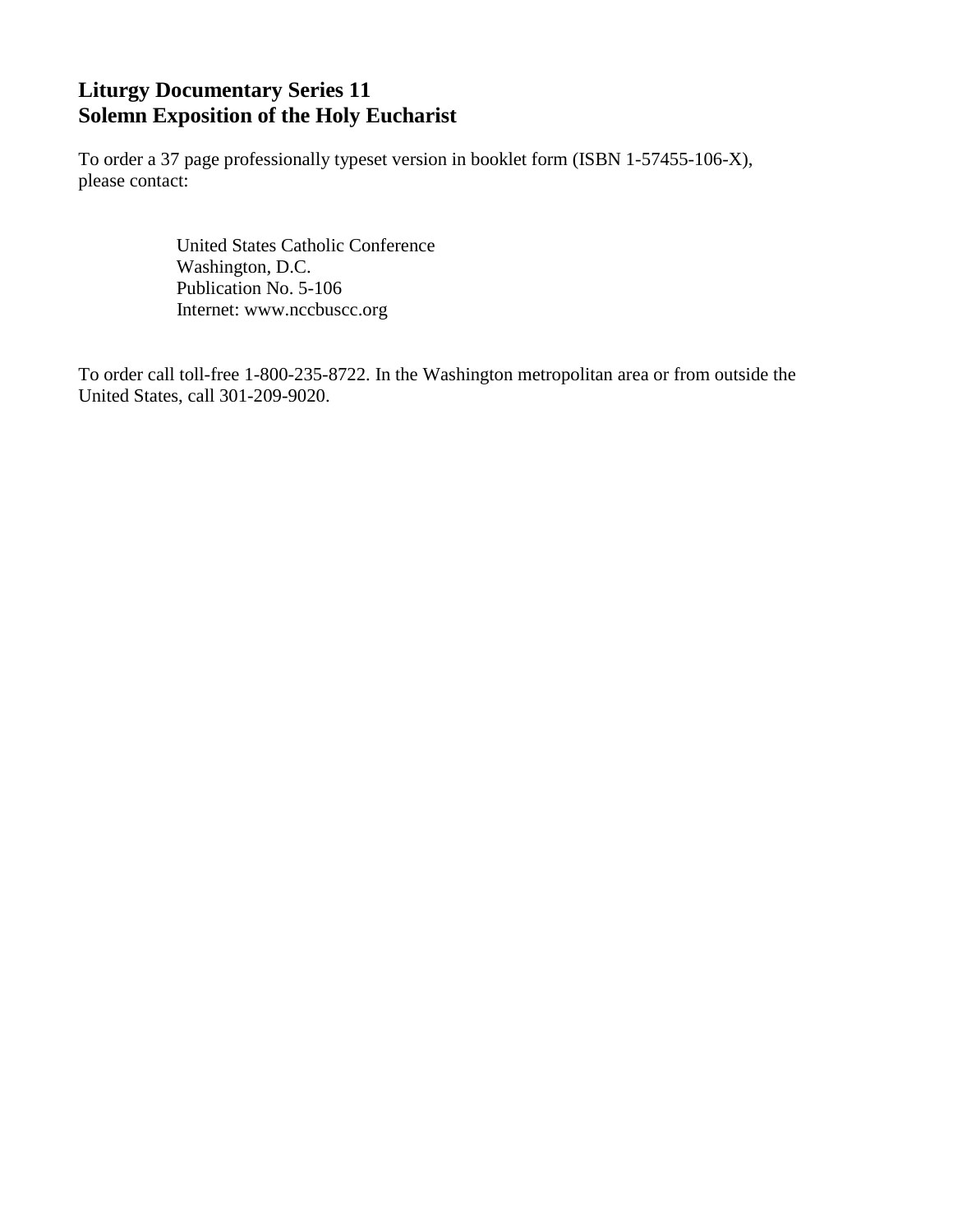**Liturgy Documentary Series 11**
**Solemn Exposition of the Holy Eucharist**

To order a 37 page professionally typeset version in booklet form (ISBN 1-57455-106-X), please contact:

> United States Catholic Conference
> Washington, D.C.
> Publication No. 5-106
> Internet: www.nccbuscc.org

To order call toll-free 1-800-235-8722. In the Washington metropolitan area or from outside the United States, call 301-209-9020.